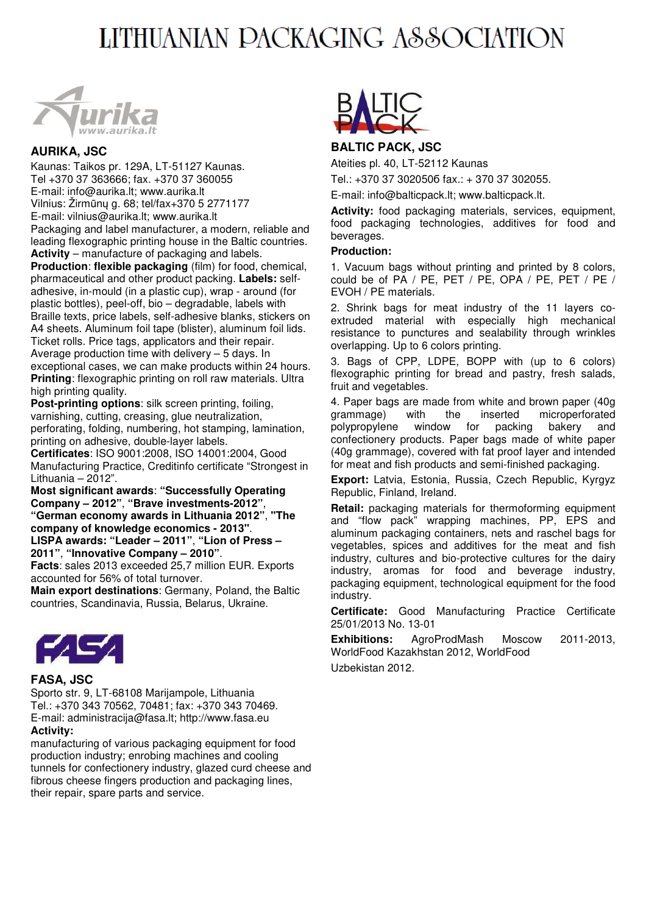# LITHUANIAN PACKAGING ASSOCIATION

## AURIKA, JSC

Kaunas: Taikos pr. 129A, LT-51127 Kaunas.
Tel +370 37 363666; fax. +370 37 360055
E-mail: info@aurika.lt; www.aurika.lt
Vilnius: Žirmūnų g. 68; tel/fax+370 5 2771177
E-mail: vilnius@aurika.lt; www.aurika.lt
Packaging and label manufacturer, a modern, reliable and leading flexographic printing house in the Baltic countries.
**Activity** – manufacture of packaging and labels.
**Production**: **flexible packaging** (film) for food, chemical, pharmaceutical and other product packing. **Labels:** self-adhesive, in-mould (in a plastic cup), wrap - around (for plastic bottles), peel-off, bio – degradable, labels with Braille texts, price labels, self-adhesive blanks, stickers on A4 sheets. Aluminum foil tape (blister), aluminum foil lids. Ticket rolls. Price tags, applicators and their repair. Average production time with delivery – 5 days. In exceptional cases, we can make products within 24 hours.
**Printing**: flexographic printing on roll raw materials. Ultra high printing quality.
**Post-printing options**: silk screen printing, foiling, varnishing, cutting, creasing, glue neutralization, perforating, folding, numbering, hot stamping, lamination, printing on adhesive, double-layer labels.
**Certificates**: ISO 9001:2008, ISO 14001:2004, Good Manufacturing Practice, Creditinfo certificate "Strongest in Lithuania – 2012".
**Most significant awards**: **"Successfully Operating Company – 2012"**, **"Brave investments-2012"**, **"German economy awards in Lithuania 2012"**, **"The company of knowledge economics - 2013"**.
**LISPA awards: "Leader – 2011"**, **"Lion of Press – 2011"**, **"Innovative Company – 2010"**.
**Facts**: sales 2013 exceeded 25,7 million EUR. Exports accounted for 56% of total turnover.
**Main export destinations**: Germany, Poland, the Baltic countries, Scandinavia, Russia, Belarus, Ukraine.

## FASA, JSC

Sporto str. 9, LT-68108 Marijampole, Lithuania
Tel.: +370 343 70562, 70481; fax: +370 343 70469.
E-mail: administracija@fasa.lt; http://www.fasa.eu
**Activity:**
manufacturing of various packaging equipment for food production industry; enrobing machines and cooling tunnels for confectionery industry, glazed curd cheese and fibrous cheese fingers production and packaging lines, their repair, spare parts and service.

## BALTIC PACK, JSC

Ateities pl. 40, LT-52112 Kaunas

Tel.: +370 37 302050б fax.: + 370 37 302055.

E-mail: info@balticpack.lt; www.balticpack.lt.

**Activity:** food packaging materials, services, equipment, food packaging technologies, additives for food and beverages.

**Production:**

1. Vacuum bags without printing and printed by 8 colors, could be of PA / PE, PET / PE, OPA / PE, PET / PE / EVOH / PE materials.

2. Shrink bags for meat industry of the 11 layers co-extruded material with especially high mechanical resistance to punctures and sealability through wrinkles overlapping. Up to 6 colors printing.

3. Bags of CPP, LDPE, BOPP with (up to 6 colors) flexographic printing for bread and pastry, fresh salads, fruit and vegetables.

4. Paper bags are made from white and brown paper (40g grammage) with the inserted microperforated polypropylene window for packing bakery and confectionery products. Paper bags made of white paper (40g grammage), covered with fat proof layer and intended for meat and fish products and semi-finished packaging.

**Export:** Latvia, Estonia, Russia, Czech Republic, Kyrgyz Republic, Finland, Ireland.

**Retail:** packaging materials for thermoforming equipment and "flow pack" wrapping machines, PP, EPS and aluminum packaging containers, nets and raschel bags for vegetables, spices and additives for the meat and fish industry, cultures and bio-protective cultures for the dairy industry, aromas for food and beverage industry, packaging equipment, technological equipment for the food industry.

**Certificate:** Good Manufacturing Practice Certificate 25/01/2013 No. 13-01

**Exhibitions:** AgroProdMash Moscow 2011-2013, WorldFood Kazakhstan 2012, WorldFood Uzbekistan 2012.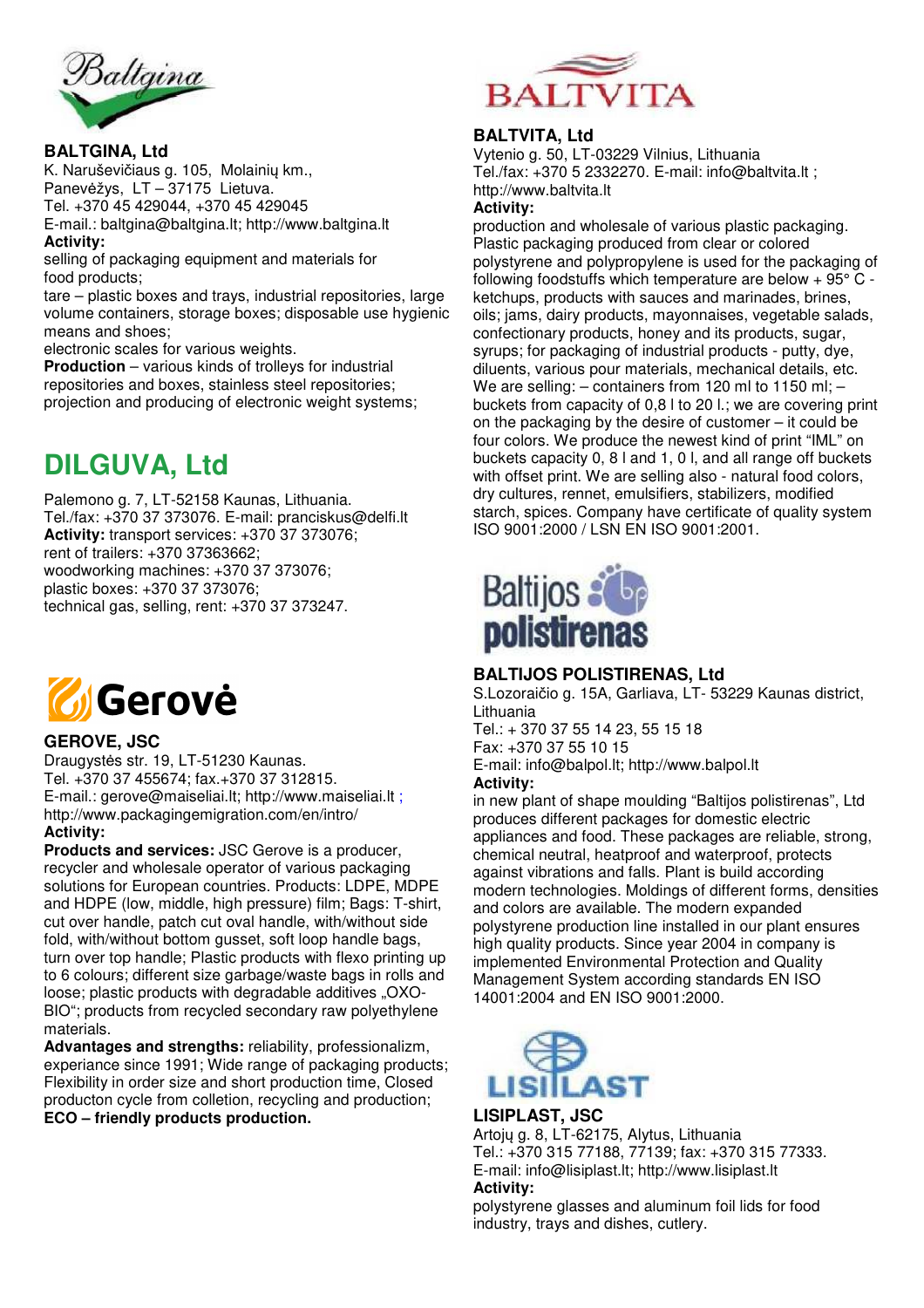## BALTGINA, Ltd

K. Naruševičiaus g. 105, Molainių km.,
Panevėžys, LT – 37175 Lietuva.
Tel. +370 45 429044, +370 45 429045
E-mail.: baltgina@baltgina.lt; http://www.baltgina.lt

**Activity:**

selling of packaging equipment and materials for food products;
tare – plastic boxes and trays, industrial repositories, large volume containers, storage boxes; disposable use hygienic means and shoes;
electronic scales for various weights.
**Production** – various kinds of trolleys for industrial repositories and boxes, stainless steel repositories; projection and producing of electronic weight systems;

## DILGUVA, Ltd

Palemono g. 7, LT-52158 Kaunas, Lithuania.
Tel./fax: +370 37 373076. E-mail: pranciskus@delfi.lt
**Activity:** transport services: +370 37 373076;
rent of trailers: +370 37363662;
woodworking machines: +370 37 373076;
plastic boxes: +370 37 373076;
technical gas, selling, rent: +370 37 373247.

## GEROVE, JSC

Draugystės str. 19, LT-51230 Kaunas.
Tel. +370 37 455674; fax.+370 37 312815.
E-mail.: gerove@maiseliai.lt; http://www.maiseliai.lt ;
http://www.packagingemigration.com/en/intro/

**Activity:**

**Products and services:** JSC Gerove is a producer, recycler and wholesale operator of various packaging solutions for European countries. Products: LDPE, MDPE and HDPE (low, middle, high pressure) film; Bags: T-shirt, cut over handle, patch cut oval handle, with/without side fold, with/without bottom gusset, soft loop handle bags, turn over top handle; Plastic products with flexo printing up to 6 colours; different size garbage/waste bags in rolls and loose; plastic products with degradable additives „OXO-BIO"; products from recycled secondary raw polyethylene materials.
**Advantages and strengths:** reliability, professionalizm, experiance since 1991; Wide range of packaging products; Flexibility in order size and short production time, Closed producton cycle from colletion, recycling and production;
**ECO – friendly products production.**

## BALTVITA, Ltd

Vytenio g. 50, LT-03229 Vilnius, Lithuania
Tel./fax: +370 5 2332270. E-mail: info@baltvita.lt ;
http://www.baltvita.lt

**Activity:**

production and wholesale of various plastic packaging. Plastic packaging produced from clear or colored polystyrene and polypropylene is used for the packaging of following foodstuffs which temperature are below + 95° C - ketchups, products with sauces and marinades, brines, oils; jams, dairy products, mayonnaises, vegetable salads, confectionary products, honey and its products, sugar, syrups; for packaging of industrial products - putty, dye, diluents, various pour materials, mechanical details, etc. We are selling: – containers from 120 ml to 1150 ml; – buckets from capacity of 0,8 l to 20 l.; we are covering print on the packaging by the desire of customer – it could be four colors. We produce the newest kind of print "IML" on buckets capacity 0, 8 l and 1, 0 l, and all range off buckets with offset print. We are selling also - natural food colors, dry cultures, rennet, emulsifiers, stabilizers, modified starch, spices. Company have certificate of quality system ISO 9001:2000 / LSN EN ISO 9001:2001.

## BALTIJOS POLISTIRENAS, Ltd

S.Lozoraičio g. 15A, Garliava, LT- 53229 Kaunas district, Lithuania
Tel.: + 370 37 55 14 23, 55 15 18
Fax: +370 37 55 10 15
E-mail: info@balpol.lt; http://www.balpol.lt

**Activity:**

in new plant of shape moulding "Baltijos polistirenas", Ltd produces different packages for domestic electric appliances and food. These packages are reliable, strong, chemical neutral, heatproof and waterproof, protects against vibrations and falls. Plant is build according modern technologies. Moldings of different forms, densities and colors are available. The modern expanded polystyrene production line installed in our plant ensures high quality products. Since year 2004 in company is implemented Environmental Protection and Quality Management System according standards EN ISO 14001:2004 and EN ISO 9001:2000.

## LISIPLAST, JSC

Artojų g. 8, LT-62175, Alytus, Lithuania
Tel.: +370 315 77188, 77139; fax: +370 315 77333.
E-mail: info@lisiplast.lt; http://www.lisiplast.lt

**Activity:**

polystyrene glasses and aluminum foil lids for food industry, trays and dishes, cutlery.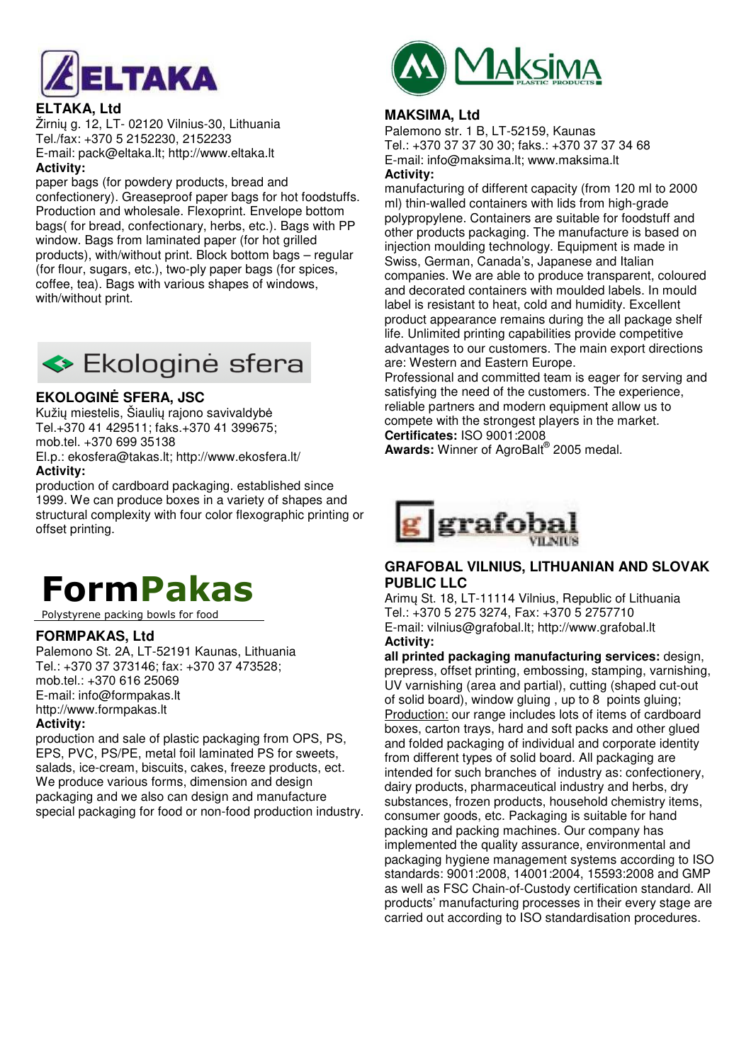ELTAKA

### ELTAKA, Ltd

Žirnių g. 12, LT- 02120 Vilnius-30, Lithuania
Tel./fax: +370 5 2152230, 2152233
E-mail: pack@eltaka.lt; http://www.eltaka.lt

**Activity:**

paper bags (for powdery products, bread and confectionery). Greaseproof paper bags for hot foodstuffs. Production and wholesale. Flexoprint. Envelope bottom bags( for bread, confectionary, herbs, etc.). Bags with PP window. Bags from laminated paper (for hot grilled products), with/without print. Block bottom bags – regular (for flour, sugars, etc.), two-ply paper bags (for spices, coffee, tea). Bags with various shapes of windows, with/without print.

Ekologinė sfera

### EKOLOGINĖ SFERA, JSC

Kužių miestelis, Šiaulių rajono savivaldybė
Tel.+370 41 429511; faks.+370 41 399675;
mob.tel. +370 699 35138
El.p.: ekosfera@takas.lt; http://www.ekosfera.lt/

**Activity:**

production of cardboard packaging. established since 1999. We can produce boxes in a variety of shapes and structural complexity with four color flexographic printing or offset printing.

FormPakas
Polystyrene packing bowls for food

### FORMPAKAS, Ltd

Palemono St. 2A, LT-52191 Kaunas, Lithuania
Tel.: +370 37 373146; fax: +370 37 473528;
mob.tel.: +370 616 25069
E-mail: info@formpakas.lt
http://www.formpakas.lt

**Activity:**

production and sale of plastic packaging from OPS, PS, EPS, PVC, PS/PE, metal foil laminated PS for sweets, salads, ice-cream, biscuits, cakes, freeze products, ect. We produce various forms, dimension and design packaging and we also can design and manufacture special packaging for food or non-food production industry.

Maksima
PLASTIC PRODUCTS

### MAKSIMA, Ltd

Palemono str. 1 B, LT-52159, Kaunas
Tel.: +370 37 37 30 30; faks.: +370 37 37 34 68
E-mail: info@maksima.lt; www.maksima.lt

**Activity:**

manufacturing of different capacity (from 120 ml to 2000 ml) thin-walled containers with lids from high-grade polypropylene. Containers are suitable for foodstuff and other products packaging. The manufacture is based on injection moulding technology. Equipment is made in Swiss, German, Canada's, Japanese and Italian companies. We are able to produce transparent, coloured and decorated containers with moulded labels. In mould label is resistant to heat, cold and humidity. Excellent product appearance remains during the all package shelf life. Unlimited printing capabilities provide competitive advantages to our customers. The main export directions are: Western and Eastern Europe.
Professional and committed team is eager for serving and satisfying the need of the customers. The experience, reliable partners and modern equipment allow us to compete with the strongest players in the market.
**Certificates:** ISO 9001:2008
**Awards:** Winner of AgroBalt® 2005 medal.

grafobal VILNIUS

### GRAFOBAL VILNIUS, LITHUANIAN AND SLOVAK PUBLIC LLC

Arimų St. 18, LT-11114 Vilnius, Republic of Lithuania
Tel.: +370 5 275 3274, Fax: +370 5 2757710
E-mail: vilnius@grafobal.lt; http://www.grafobal.lt

**Activity:**

**all printed packaging manufacturing services:** design, prepress, offset printing, embossing, stamping, varnishing, UV varnishing (area and partial), cutting (shaped cut-out of solid board), window gluing , up to 8 points gluing;
Production: our range includes lots of items of cardboard boxes, carton trays, hard and soft packs and other glued and folded packaging of individual and corporate identity from different types of solid board. All packaging are intended for such branches of industry as: confectionery, dairy products, pharmaceutical industry and herbs, dry substances, frozen products, household chemistry items, consumer goods, etc. Packaging is suitable for hand packing and packing machines. Our company has implemented the quality assurance, environmental and packaging hygiene management systems according to ISO standards: 9001:2008, 14001:2004, 15593:2008 and GMP as well as FSC Chain-of-Custody certification standard. All products' manufacturing processes in their every stage are carried out according to ISO standardisation procedures.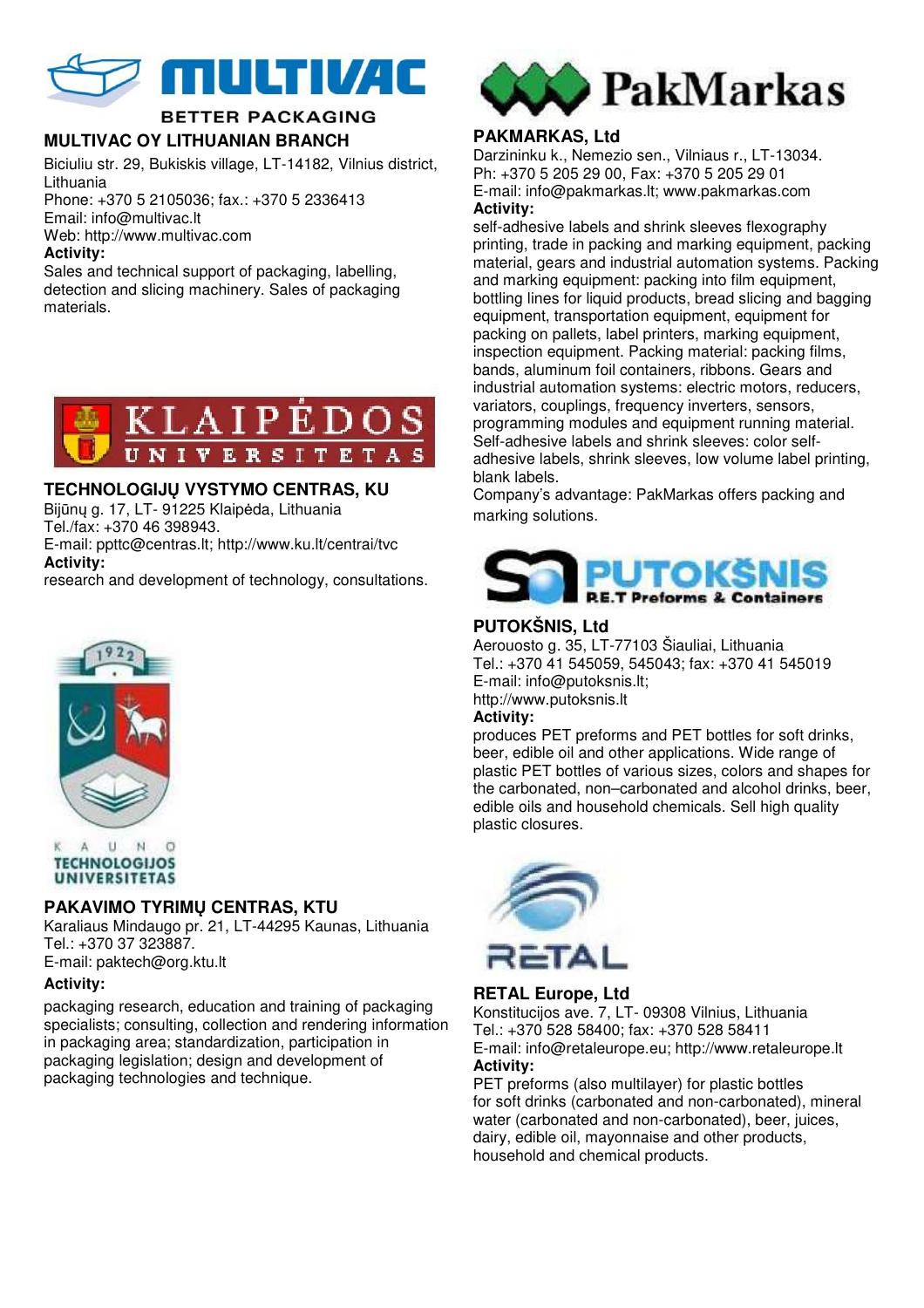## MULTIVAC OY LITHUANIAN BRANCH

Biciuliu str. 29, Bukiskis village, LT-14182, Vilnius district, Lithuania
Phone: +370 5 2105036; fax.: +370 5 2336413
Email: info@multivac.lt
Web: http://www.multivac.com
**Activity:**
Sales and technical support of packaging, labelling, detection and slicing machinery. Sales of packaging materials.

## TECHNOLOGIJŲ VYSTYMO CENTRAS, KU

Bijūnų g. 17, LT- 91225 Klaipėda, Lithuania
Tel./fax: +370 46 398943.
E-mail: ppttc@centras.lt; http://www.ku.lt/centrai/tvc
**Activity:**
research and development of technology, consultations.

## PAKAVIMO TYRIMŲ CENTRAS, KTU

Karaliaus Mindaugo pr. 21, LT-44295 Kaunas, Lithuania
Tel.: +370 37 323887.
E-mail: paktech@org.ktu.lt
**Activity:**
packaging research, education and training of packaging specialists; consulting, collection and rendering information in packaging area; standardization, participation in packaging legislation; design and development of packaging technologies and technique.

## PAKMARKAS, Ltd

Darzininku k., Nemezio sen., Vilniaus r., LT-13034.
Ph: +370 5 205 29 00, Fax: +370 5 205 29 01
E-mail: info@pakmarkas.lt; www.pakmarkas.com
**Activity:**
self-adhesive labels and shrink sleeves flexography printing, trade in packing and marking equipment, packing material, gears and industrial automation systems. Packing and marking equipment: packing into film equipment, bottling lines for liquid products, bread slicing and bagging equipment, transportation equipment, equipment for packing on pallets, label printers, marking equipment, inspection equipment. Packing material: packing films, bands, aluminum foil containers, ribbons. Gears and industrial automation systems: electric motors, reducers, variators, couplings, frequency inverters, sensors, programming modules and equipment running material. Self-adhesive labels and shrink sleeves: color self-adhesive labels, shrink sleeves, low volume label printing, blank labels.
Company's advantage: PakMarkas offers packing and marking solutions.

## PUTOKŠNIS, Ltd

Aerouosto g. 35, LT-77103 Šiauliai, Lithuania
Tel.: +370 41 545059, 545043; fax: +370 41 545019
E-mail: info@putoksnis.lt;
http://www.putoksnis.lt
**Activity:**
produces PET preforms and PET bottles for soft drinks, beer, edible oil and other applications. Wide range of plastic PET bottles of various sizes, colors and shapes for the carbonated, non–carbonated and alcohol drinks, beer, edible oils and household chemicals. Sell high quality plastic closures.

## RETAL Europe, Ltd

Konstitucijos ave. 7, LT- 09308 Vilnius, Lithuania
Tel.: +370 528 58400; fax: +370 528 58411
E-mail: info@retaleurope.eu; http://www.retaleurope.lt
**Activity:**
PET preforms (also multilayer) for plastic bottles for soft drinks (carbonated and non-carbonated), mineral water (carbonated and non-carbonated), beer, juices, dairy, edible oil, mayonnaise and other products, household and chemical products.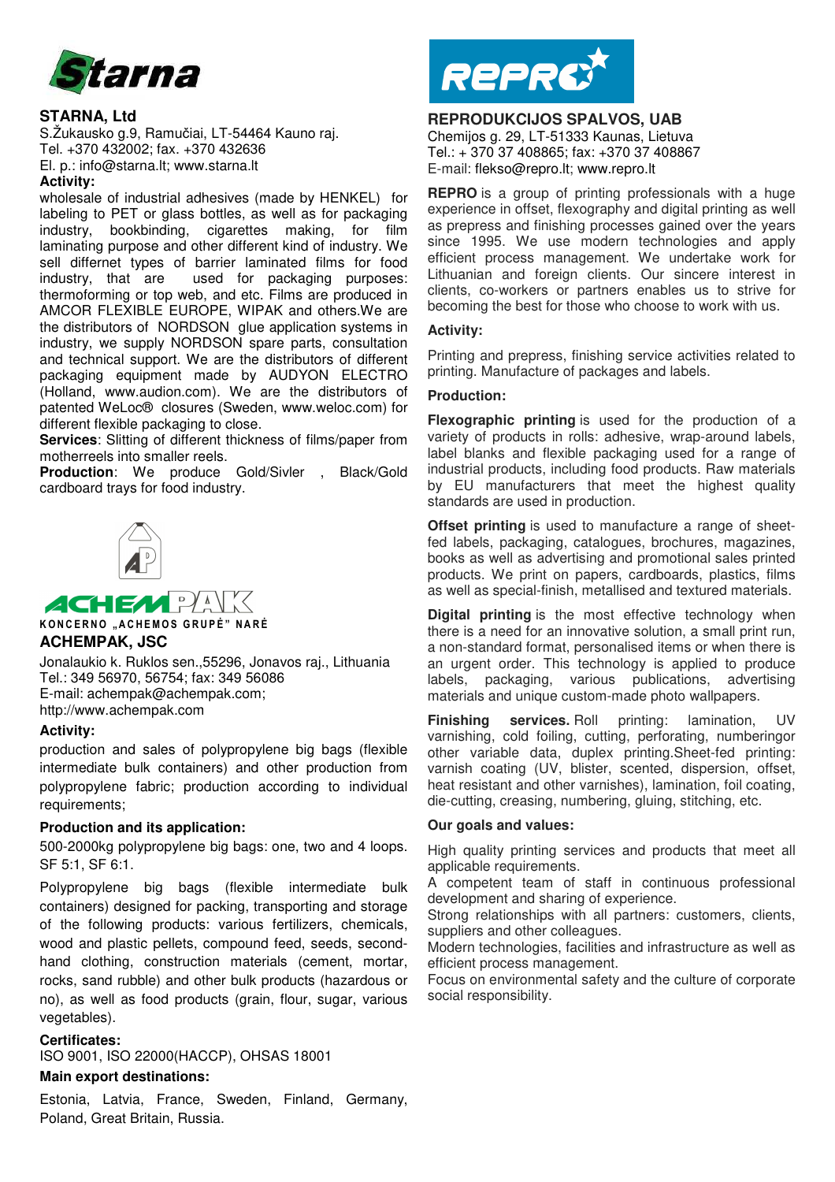## STARNA, Ltd

S.Žukausko g.9, Ramučiai, LT-54464 Kauno raj.
Tel. +370 432002; fax. +370 432636
El. p.: info@starna.lt; www.starna.lt

**Activity:**

wholesale of industrial adhesives (made by HENKEL) for labeling to PET or glass bottles, as well as for packaging industry, bookbinding, cigarettes making, for film laminating purpose and other different kind of industry. We sell differnet types of barrier laminated films for food industry, that are used for packaging purposes: thermoforming or top web, and etc. Films are produced in AMCOR FLEXIBLE EUROPE, WIPAK and others.We are the distributors of NORDSON glue application systems in industry, we supply NORDSON spare parts, consultation and technical support. We are the distributors of different packaging equipment made by AUDYON ELECTRO (Holland, www.audion.com). We are the distributors of patented WeLoc® closures (Sweden, www.weloc.com) for different flexible packaging to close.

**Services**: Slitting of different thickness of films/paper from motherreels into smaller reels.

**Production**: We produce Gold/Sivler , Black/Gold cardboard trays for food industry.

KONCERNO „ACHEMOS GRUPĖ" NARĖ

## ACHEMPAK, JSC

Jonalaukio k. Ruklos sen.,55296, Jonavos raj., Lithuania
Tel.: 349 56970, 56754; fax: 349 56086
E-mail: achempak@achempak.com;
http://www.achempak.com

**Activity:**

production and sales of polypropylene big bags (flexible intermediate bulk containers) and other production from polypropylene fabric; production according to individual requirements;

**Production and its application:**

500-2000kg polypropylene big bags: one, two and 4 loops. SF 5:1, SF 6:1.

Polypropylene big bags (flexible intermediate bulk containers) designed for packing, transporting and storage of the following products: various fertilizers, chemicals, wood and plastic pellets, compound feed, seeds, second-hand clothing, construction materials (cement, mortar, rocks, sand rubble) and other bulk products (hazardous or no), as well as food products (grain, flour, sugar, various vegetables).

**Certificates:**

ISO 9001, ISO 22000(HACCP), OHSAS 18001

**Main export destinations:**

Estonia, Latvia, France, Sweden, Finland, Germany, Poland, Great Britain, Russia.

## REPRODUKCIJOS SPALVOS, UAB

Chemijos g. 29, LT-51333 Kaunas, Lietuva
Tel.: + 370 37 408865; fax: +370 37 408867
E-mail: flekso@repro.lt; www.repro.lt

**REPRO** is a group of printing professionals with a huge experience in offset, flexography and digital printing as well as prepress and finishing processes gained over the years since 1995. We use modern technologies and apply efficient process management. We undertake work for Lithuanian and foreign clients. Our sincere interest in clients, co-workers or partners enables us to strive for becoming the best for those who choose to work with us.

**Activity:**

Printing and prepress, finishing service activities related to printing. Manufacture of packages and labels.

**Production:**

**Flexographic printing** is used for the production of a variety of products in rolls: adhesive, wrap-around labels, label blanks and flexible packaging used for a range of industrial products, including food products. Raw materials by EU manufacturers that meet the highest quality standards are used in production.

**Offset printing** is used to manufacture a range of sheet-fed labels, packaging, catalogues, brochures, magazines, books as well as advertising and promotional sales printed products. We print on papers, cardboards, plastics, films as well as special-finish, metallised and textured materials.

**Digital printing** is the most effective technology when there is a need for an innovative solution, a small print run, a non-standard format, personalised items or when there is an urgent order. This technology is applied to produce labels, packaging, various publications, advertising materials and unique custom-made photo wallpapers.

**Finishing services.** Roll printing: lamination, UV varnishing, cold foiling, cutting, perforating, numberingor other variable data, duplex printing.Sheet-fed printing: varnish coating (UV, blister, scented, dispersion, offset, heat resistant and other varnishes), lamination, foil coating, die-cutting, creasing, numbering, gluing, stitching, etc.

**Our goals and values:**

High quality printing services and products that meet all applicable requirements.
A competent team of staff in continuous professional development and sharing of experience.
Strong relationships with all partners: customers, clients, suppliers and other colleagues.
Modern technologies, facilities and infrastructure as well as efficient process management.
Focus on environmental safety and the culture of corporate social responsibility.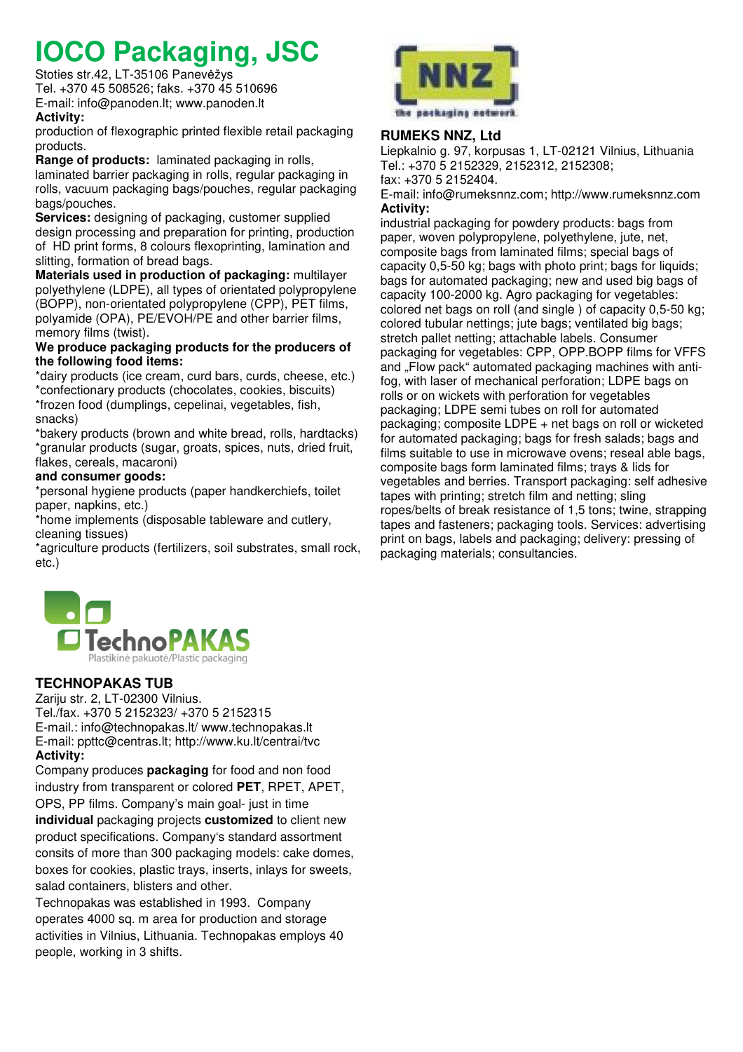# IOCO Packaging, JSC

Stoties str.42, LT-35106 Panevėžys
Tel. +370 45 508526; faks. +370 45 510696
E-mail: info@panoden.lt; www.panoden.lt

**Activity:**
production of flexographic printed flexible retail packaging products.

**Range of products:** laminated packaging in rolls, laminated barrier packaging in rolls, regular packaging in rolls, vacuum packaging bags/pouches, regular packaging bags/pouches.

**Services:** designing of packaging, customer supplied design processing and preparation for printing, production of HD print forms, 8 colours flexoprinting, lamination and slitting, formation of bread bags.

**Materials used in production of packaging:** multilayer polyethylene (LDPE), all types of orientated polypropylene (BOPP), non-orientated polypropylene (CPP), PET films, polyamide (OPA), PE/EVOH/PE and other barrier films, memory films (twist).

**We produce packaging products for the producers of the following food items:**

*dairy products (ice cream, curd bars, curds, cheese, etc.)
*confectionary products (chocolates, cookies, biscuits)
*frozen food (dumplings, cepelinai, vegetables, fish, snacks)
*bakery products (brown and white bread, rolls, hardtacks)
*granular products (sugar, groats, spices, nuts, dried fruit, flakes, cereals, macaroni)

**and consumer goods:**

*personal hygiene products (paper handkerchiefs, toilet paper, napkins, etc.)
*home implements (disposable tableware and cutlery, cleaning tissues)
*agriculture products (fertilizers, soil substrates, small rock, etc.)

TechnoPAKAS
Plastikinė pakuotė/Plastic packaging

## TECHNOPAKAS TUB

Zariju str. 2, LT-02300 Vilnius.
Tel./fax. +370 5 2152323/ +370 5 2152315
E-mail.: info@technopakas.lt/ www.technopakas.lt
E-mail: ppttc@centras.lt; http://www.ku.lt/centrai/tvc

**Activity:**
Company produces **packaging** for food and non food industry from transparent or colored **PET**, RPET, APET, OPS, PP films. Company's main goal- just in time **individual** packaging projects **customized** to client new product specifications. Company's standard assortment consits of more than 300 packaging models: cake domes, boxes for cookies, plastic trays, inserts, inlays for sweets, salad containers, blisters and other.
Technopakas was established in 1993. Company operates 4000 sq. m area for production and storage activities in Vilnius, Lithuania. Technopakas employs 40 people, working in 3 shifts.

NNZ
the packaging network

## RUMEKS NNZ, Ltd

Liepkalnio g. 97, korpusas 1, LT-02121 Vilnius, Lithuania
Tel.: +370 5 2152329, 2152312, 2152308;
fax: +370 5 2152404.
E-mail: info@rumeksnnz.com; http://www.rumeksnnz.com

**Activity:**
industrial packaging for powdery products: bags from paper, woven polypropylene, polyethylene, jute, net, composite bags from laminated films; special bags of capacity 0,5-50 kg; bags with photo print; bags for liquids; bags for automated packaging; new and used big bags of capacity 100-2000 kg. Agro packaging for vegetables: colored net bags on roll (and single ) of capacity 0,5-50 kg; colored tubular nettings; jute bags; ventilated big bags; stretch pallet netting; attachable labels. Consumer packaging for vegetables: CPP, OPP.BOPP films for VFFS and „Flow pack" automated packaging machines with anti-fog, with laser of mechanical perforation; LDPE bags on rolls or on wickets with perforation for vegetables packaging; LDPE semi tubes on roll for automated packaging; composite LDPE + net bags on roll or wicketed for automated packaging; bags for fresh salads; bags and films suitable to use in microwave ovens; reseal able bags, composite bags form laminated films; trays & lids for vegetables and berries. Transport packaging: self adhesive tapes with printing; stretch film and netting; sling ropes/belts of break resistance of 1,5 tons; twine, strapping tapes and fasteners; packaging tools. Services: advertising print on bags, labels and packaging; delivery: pressing of packaging materials; consultancies.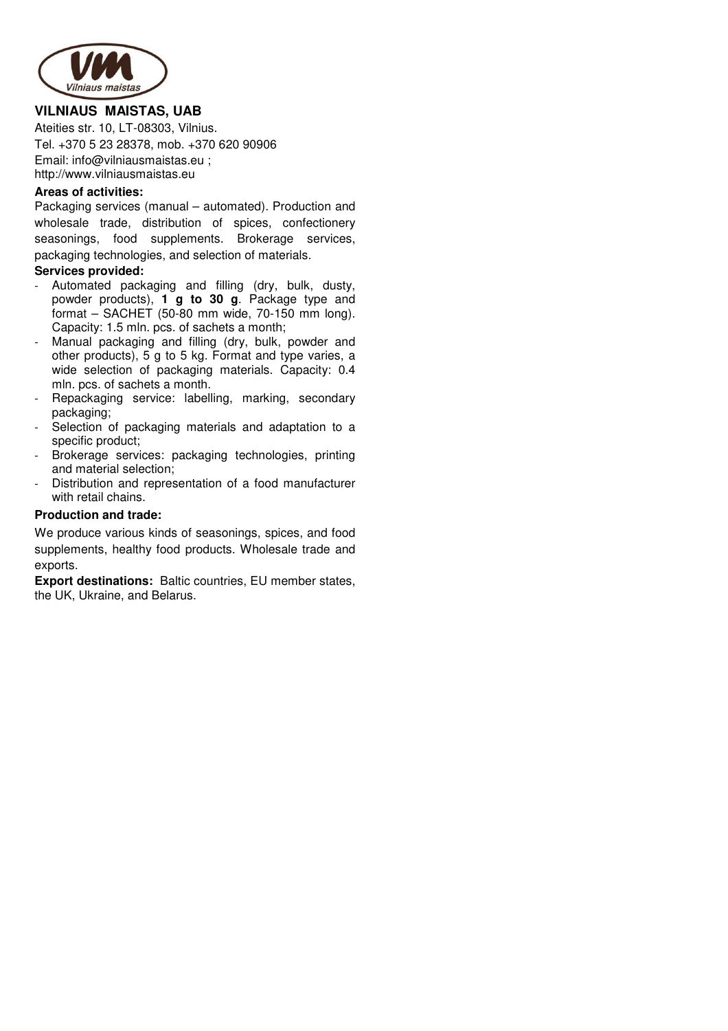## VILNIAUS MAISTAS, UAB

Ateities str. 10, LT-08303, Vilnius.
Tel. +370 5 23 28378, mob. +370 620 90906
Email: info@vilniausmaistas.eu ;
http://www.vilniausmaistas.eu

**Areas of activities:**

Packaging services (manual – automated). Production and wholesale trade, distribution of spices, confectionery seasonings, food supplements. Brokerage services, packaging technologies, and selection of materials.

**Services provided:**

- Automated packaging and filling (dry, bulk, dusty, powder products), **1 g to 30 g**. Package type and format – SACHET (50-80 mm wide, 70-150 mm long). Capacity: 1.5 mln. pcs. of sachets a month;
- Manual packaging and filling (dry, bulk, powder and other products), 5 g to 5 kg. Format and type varies, a wide selection of packaging materials. Capacity: 0.4 mln. pcs. of sachets a month.
- Repackaging service: labelling, marking, secondary packaging;
- Selection of packaging materials and adaptation to a specific product;
- Brokerage services: packaging technologies, printing and material selection;
- Distribution and representation of a food manufacturer with retail chains.

**Production and trade:**

We produce various kinds of seasonings, spices, and food supplements, healthy food products. Wholesale trade and exports.

**Export destinations:** Baltic countries, EU member states, the UK, Ukraine, and Belarus.